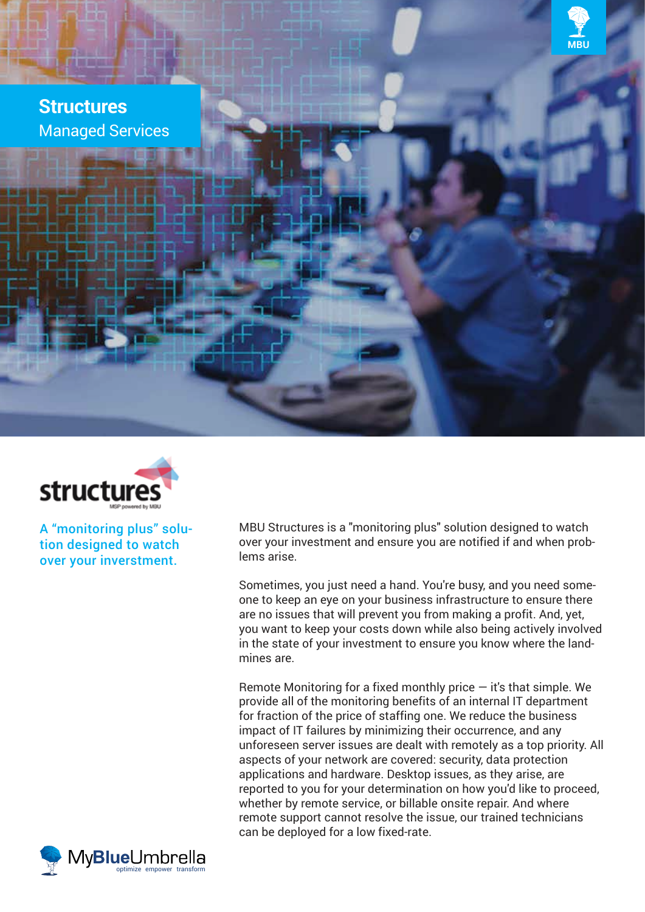# Structures

## Managed Services

structures

MSP powered by MBU

**A "monitoring plus" solution designed to watch over your inverstment.**

MBU Structures is a "monitoring plus" solution designed to watch over your investment and ensure you are notified if and when problems arise.

Sometimes, you just need a hand. You're busy, and you need someone to keep an eye on your business infrastructure to ensure there are no issues that will prevent you from making a profit. And, yet, you want to keep your costs down while also being actively involved in the state of your investment to ensure you know where the landmines are.

Remote Monitoring for a fixed monthly price — it's that simple. We provide all of the monitoring benefits of an internal IT department for fraction of the price of staffing one. We reduce the business impact of IT failures by minimizing their occurrence, and any unforeseen server issues are dealt with remotely as a top priority. All aspects of your network are covered: security, data protection applications and hardware. Desktop issues, as they arise, are reported to you for your determination on how you'd like to proceed, whether by remote service, or billable onsite repair. And where remote support cannot resolve the issue, our trained technicians can be deployed for a low fixed-rate.

MyBlueUmbrella
optimize empower transform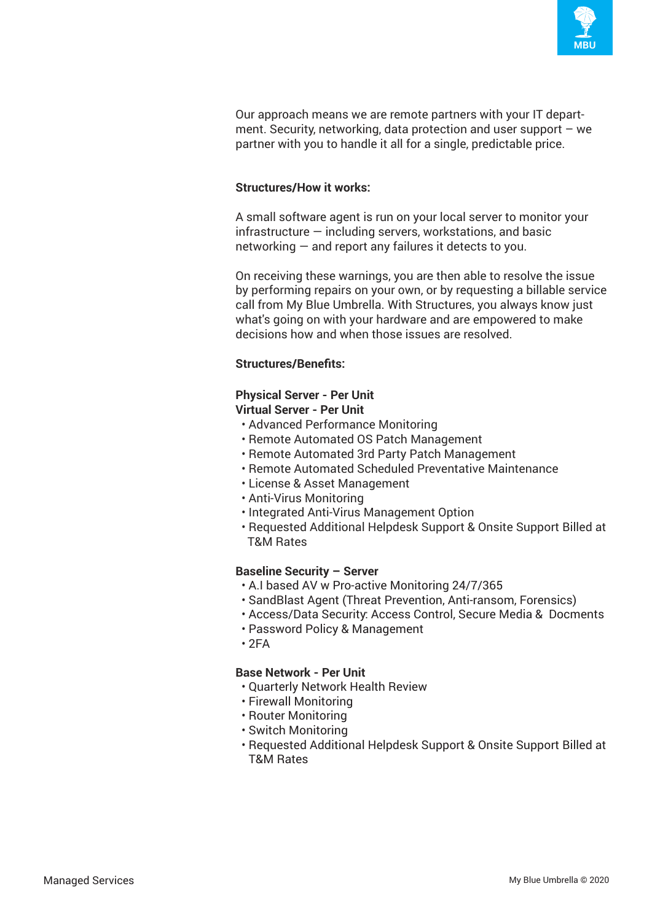Our approach means we are remote partners with your IT department. Security, networking, data protection and user support – we partner with you to handle it all for a single, predictable price.

**Structures/How it works:**

A small software agent is run on your local server to monitor your infrastructure — including servers, workstations, and basic networking — and report any failures it detects to you.

On receiving these warnings, you are then able to resolve the issue by performing repairs on your own, or by requesting a billable service call from My Blue Umbrella. With Structures, you always know just what's going on with your hardware and are empowered to make decisions how and when those issues are resolved.

**Structures/Benefits:**

**Physical Server - Per Unit**
**Virtual Server - Per Unit**

- Advanced Performance Monitoring
- Remote Automated OS Patch Management
- Remote Automated 3rd Party Patch Management
- Remote Automated Scheduled Preventative Maintenance
- License & Asset Management
- Anti-Virus Monitoring
- Integrated Anti-Virus Management Option
- Requested Additional Helpdesk Support & Onsite Support Billed at T&M Rates

**Baseline Security – Server**

- A.I based AV w Pro-active Monitoring 24/7/365
- SandBlast Agent (Threat Prevention, Anti-ransom, Forensics)
- Access/Data Security: Access Control, Secure Media & Docments
- Password Policy & Management
- 2FA

**Base Network - Per Unit**

- Quarterly Network Health Review
- Firewall Monitoring
- Router Monitoring
- Switch Monitoring
- Requested Additional Helpdesk Support & Onsite Support Billed at T&M Rates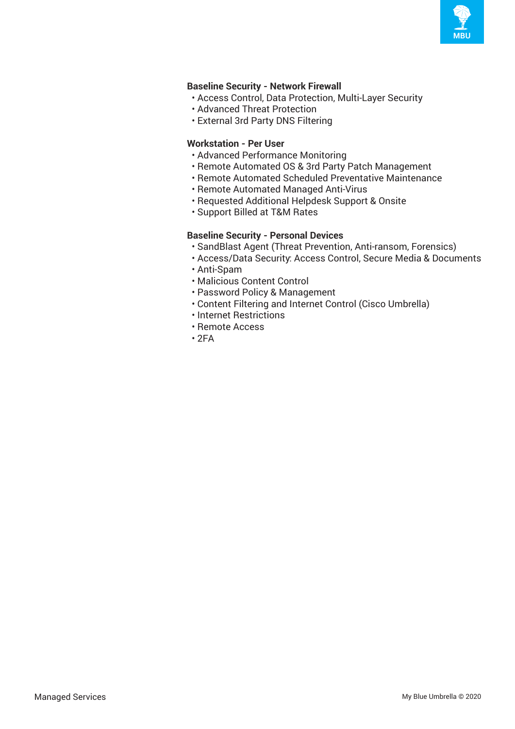**Baseline Security - Network Firewall**

- Access Control, Data Protection, Multi-Layer Security
- Advanced Threat Protection
- External 3rd Party DNS Filtering

**Workstation - Per User**

- Advanced Performance Monitoring
- Remote Automated OS & 3rd Party Patch Management
- Remote Automated Scheduled Preventative Maintenance
- Remote Automated Managed Anti-Virus
- Requested Additional Helpdesk Support & Onsite
- Support Billed at T&M Rates

**Baseline Security - Personal Devices**

- SandBlast Agent (Threat Prevention, Anti-ransom, Forensics)
- Access/Data Security: Access Control, Secure Media & Documents
- Anti-Spam
- Malicious Content Control
- Password Policy & Management
- Content Filtering and Internet Control (Cisco Umbrella)
- Internet Restrictions
- Remote Access
- 2FA